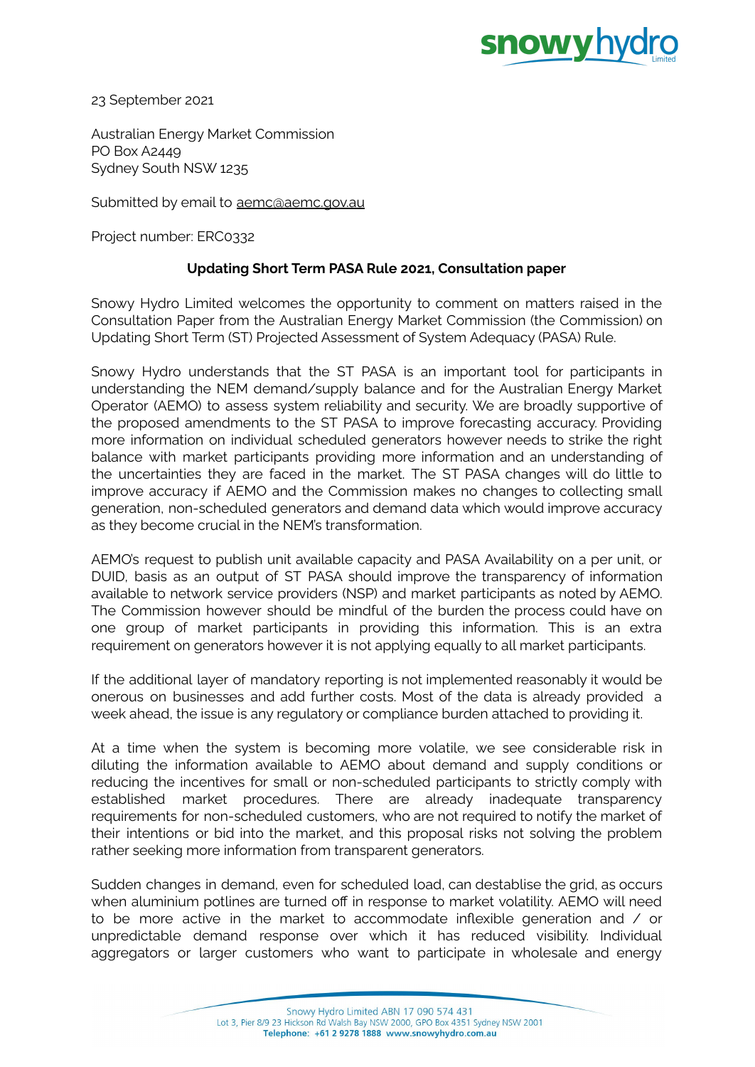23 September 2021

Australian Energy Market Commission
PO Box A2449
Sydney South NSW 1235

Submitted by email to aemc@aemc.gov.au

Project number: ERC0332

**Updating Short Term PASA Rule 2021, Consultation paper**

Snowy Hydro Limited welcomes the opportunity to comment on matters raised in the Consultation Paper from the Australian Energy Market Commission (the Commission) on Updating Short Term (ST) Projected Assessment of System Adequacy (PASA) Rule.

Snowy Hydro understands that the ST PASA is an important tool for participants in understanding the NEM demand/supply balance and for the Australian Energy Market Operator (AEMO) to assess system reliability and security. We are broadly supportive of the proposed amendments to the ST PASA to improve forecasting accuracy. Providing more information on individual scheduled generators however needs to strike the right balance with market participants providing more information and an understanding of the uncertainties they are faced in the market. The ST PASA changes will do little to improve accuracy if AEMO and the Commission makes no changes to collecting small generation, non-scheduled generators and demand data which would improve accuracy as they become crucial in the NEM's transformation.

AEMO's request to publish unit available capacity and PASA Availability on a per unit, or DUID, basis as an output of ST PASA should improve the transparency of information available to network service providers (NSP) and market participants as noted by AEMO. The Commission however should be mindful of the burden the process could have on one group of market participants in providing this information. This is an extra requirement on generators however it is not applying equally to all market participants.

If the additional layer of mandatory reporting is not implemented reasonably it would be onerous on businesses and add further costs. Most of the data is already provided a week ahead, the issue is any regulatory or compliance burden attached to providing it.

At a time when the system is becoming more volatile, we see considerable risk in diluting the information available to AEMO about demand and supply conditions or reducing the incentives for small or non-scheduled participants to strictly comply with established market procedures. There are already inadequate transparency requirements for non-scheduled customers, who are not required to notify the market of their intentions or bid into the market, and this proposal risks not solving the problem rather seeking more information from transparent generators.

Sudden changes in demand, even for scheduled load, can destablise the grid, as occurs when aluminium potlines are turned off in response to market volatility. AEMO will need to be more active in the market to accommodate inflexible generation and / or unpredictable demand response over which it has reduced visibility. Individual aggregators or larger customers who want to participate in wholesale and energy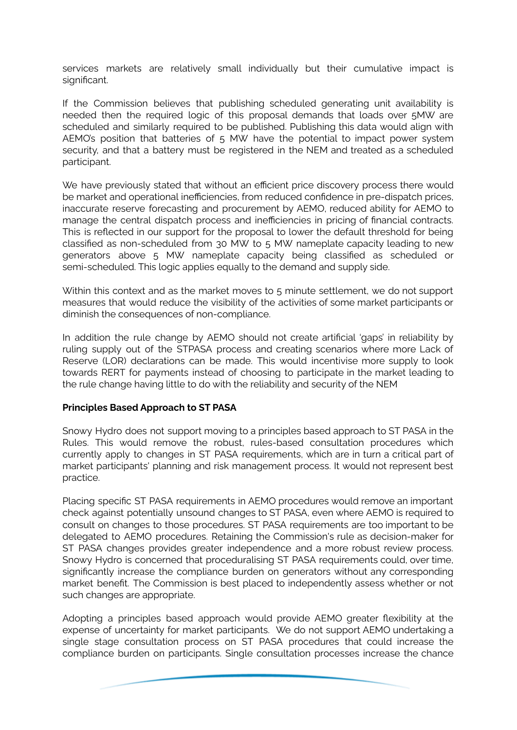services markets are relatively small individually but their cumulative impact is significant.

If the Commission believes that publishing scheduled generating unit availability is needed then the required logic of this proposal demands that loads over 5MW are scheduled and similarly required to be published. Publishing this data would align with AEMO's position that batteries of 5 MW have the potential to impact power system security, and that a battery must be registered in the NEM and treated as a scheduled participant.

We have previously stated that without an efficient price discovery process there would be market and operational inefficiencies, from reduced confidence in pre-dispatch prices, inaccurate reserve forecasting and procurement by AEMO, reduced ability for AEMO to manage the central dispatch process and inefficiencies in pricing of financial contracts. This is reflected in our support for the proposal to lower the default threshold for being classified as non-scheduled from 30 MW to 5 MW nameplate capacity leading to new generators above 5 MW nameplate capacity being classified as scheduled or semi-scheduled. This logic applies equally to the demand and supply side.

Within this context and as the market moves to 5 minute settlement, we do not support measures that would reduce the visibility of the activities of some market participants or diminish the consequences of non-compliance.

In addition the rule change by AEMO should not create artificial 'gaps' in reliability by ruling supply out of the STPASA process and creating scenarios where more Lack of Reserve (LOR) declarations can be made. This would incentivise more supply to look towards RERT for payments instead of choosing to participate in the market leading to the rule change having little to do with the reliability and security of the NEM

**Principles Based Approach to ST PASA**

Snowy Hydro does not support moving to a principles based approach to ST PASA in the Rules. This would remove the robust, rules-based consultation procedures which currently apply to changes in ST PASA requirements, which are in turn a critical part of market participants' planning and risk management process. It would not represent best practice.

Placing specific ST PASA requirements in AEMO procedures would remove an important check against potentially unsound changes to ST PASA, even where AEMO is required to consult on changes to those procedures. ST PASA requirements are too important to be delegated to AEMO procedures. Retaining the Commission's rule as decision-maker for ST PASA changes provides greater independence and a more robust review process. Snowy Hydro is concerned that proceduralising ST PASA requirements could, over time, significantly increase the compliance burden on generators without any corresponding market benefit. The Commission is best placed to independently assess whether or not such changes are appropriate.

Adopting a principles based approach would provide AEMO greater flexibility at the expense of uncertainty for market participants. We do not support AEMO undertaking a single stage consultation process on ST PASA procedures that could increase the compliance burden on participants. Single consultation processes increase the chance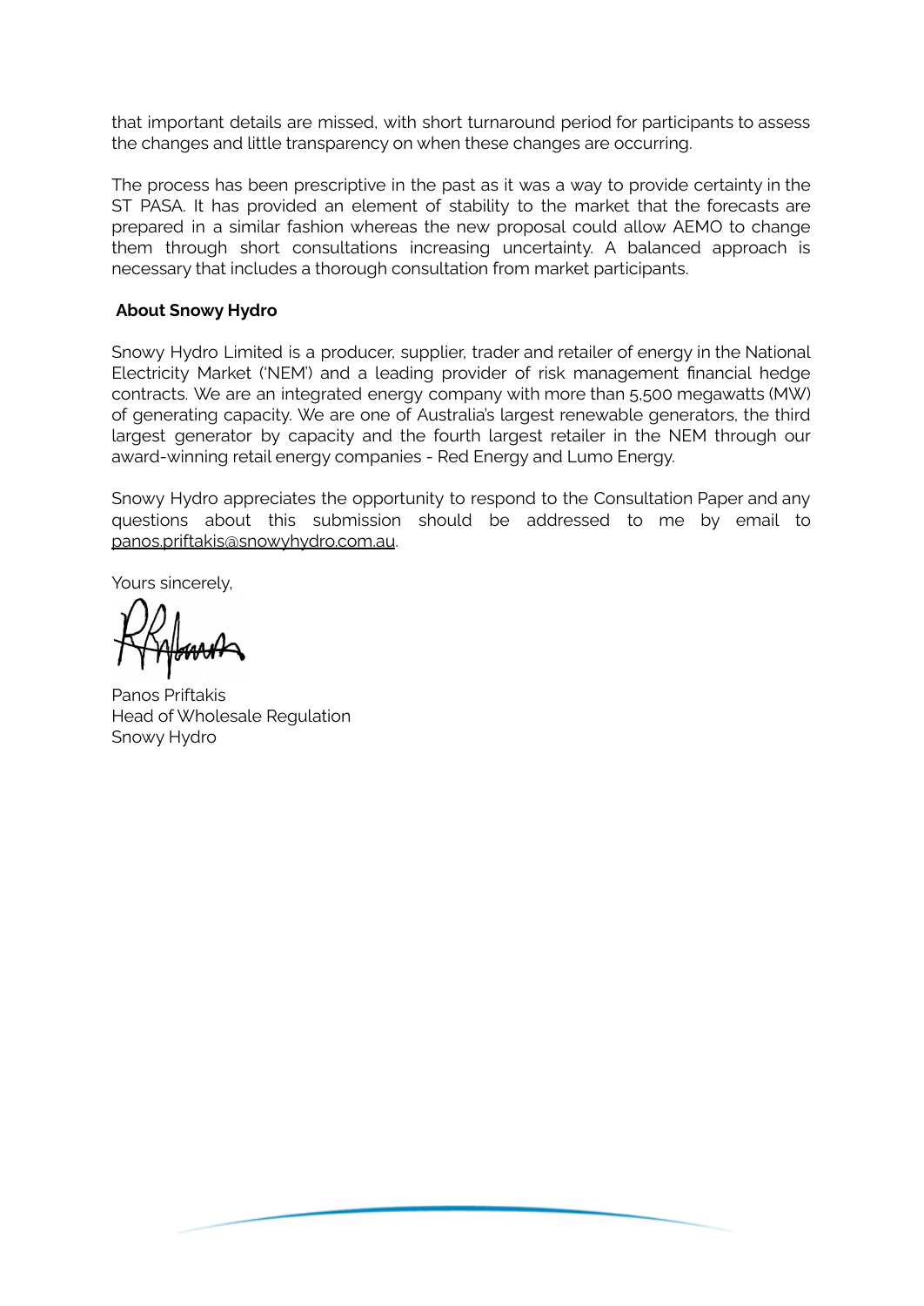that important details are missed, with short turnaround period for participants to assess the changes and little transparency on when these changes are occurring.

The process has been prescriptive in the past as it was a way to provide certainty in the ST PASA. It has provided an element of stability to the market that the forecasts are prepared in a similar fashion whereas the new proposal could allow AEMO to change them through short consultations increasing uncertainty. A balanced approach is necessary that includes a thorough consultation from market participants.

**About Snowy Hydro**

Snowy Hydro Limited is a producer, supplier, trader and retailer of energy in the National Electricity Market ('NEM') and a leading provider of risk management financial hedge contracts. We are an integrated energy company with more than 5,500 megawatts (MW) of generating capacity. We are one of Australia's largest renewable generators, the third largest generator by capacity and the fourth largest retailer in the NEM through our award-winning retail energy companies - Red Energy and Lumo Energy.

Snowy Hydro appreciates the opportunity to respond to the Consultation Paper and any questions about this submission should be addressed to me by email to panos.priftakis@snowyhydro.com.au.

Yours sincerely,

Panos Priftakis
Head of Wholesale Regulation
Snowy Hydro